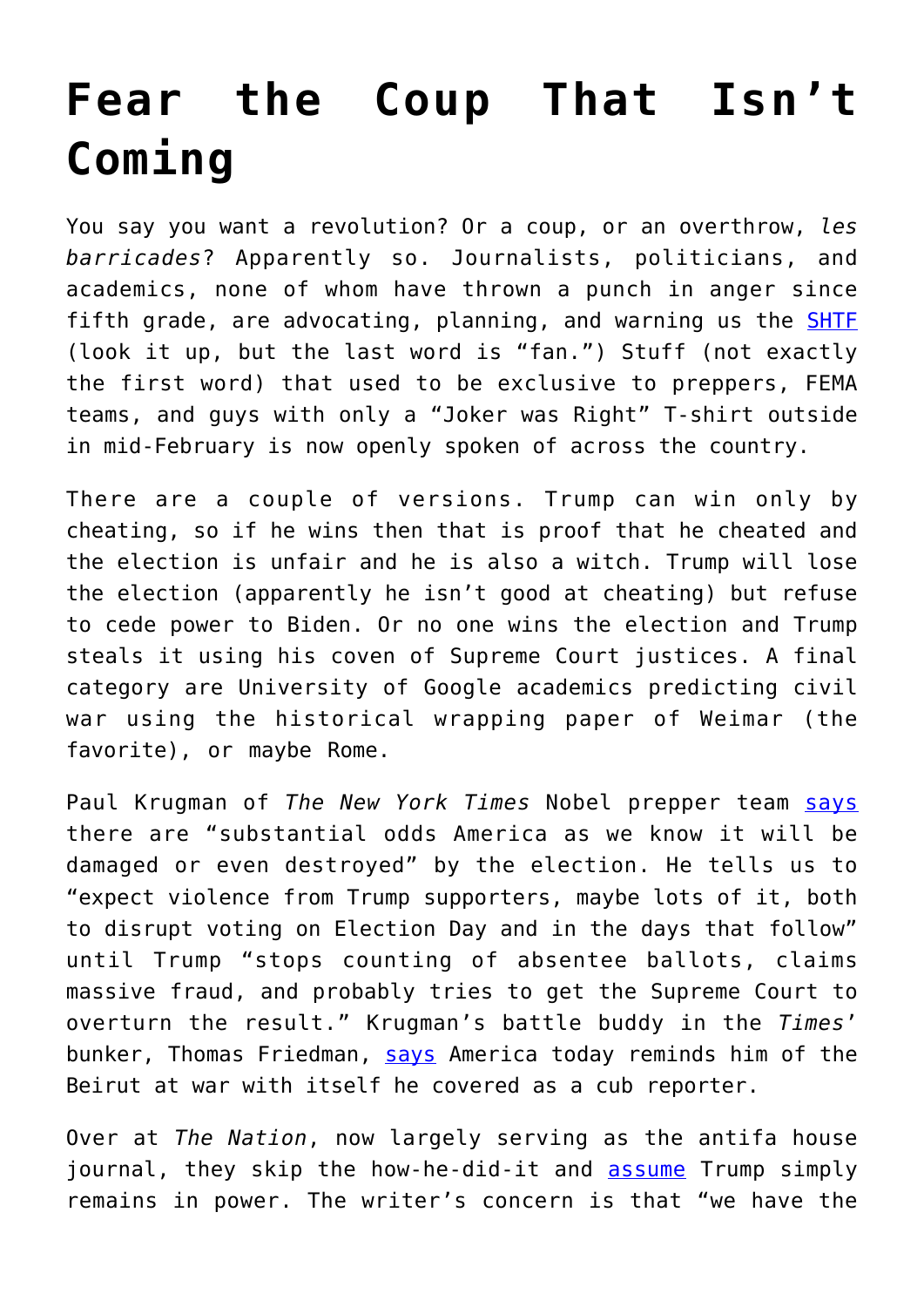# Fear the Coup That Isn't Coming

You say you want a revolution? Or a coup, or an overthrow, *les barricades*? Apparently so. Journalists, politicians, and academics, none of whom have thrown a punch in anger since fifth grade, are advocating, planning, and warning us the SHTF (look it up, but the last word is "fan.") Stuff (not exactly the first word) that used to be exclusive to preppers, FEMA teams, and guys with only a "Joker was Right" T-shirt outside in mid-February is now openly spoken of across the country.

There are a couple of versions. Trump can win only by cheating, so if he wins then that is proof that he cheated and the election is unfair and he is also a witch. Trump will lose the election (apparently he isn't good at cheating) but refuse to cede power to Biden. Or no one wins the election and Trump steals it using his coven of Supreme Court justices. A final category are University of Google academics predicting civil war using the historical wrapping paper of Weimar (the favorite), or maybe Rome.

Paul Krugman of *The New York Times* Nobel prepper team says there are "substantial odds America as we know it will be damaged or even destroyed" by the election. He tells us to "expect violence from Trump supporters, maybe lots of it, both to disrupt voting on Election Day and in the days that follow" until Trump "stops counting of absentee ballots, claims massive fraud, and probably tries to get the Supreme Court to overturn the result." Krugman's battle buddy in the *Times*' bunker, Thomas Friedman, says America today reminds him of the Beirut at war with itself he covered as a cub reporter.

Over at *The Nation*, now largely serving as the antifa house journal, they skip the how-he-did-it and assume Trump simply remains in power. The writer's concern is that "we have the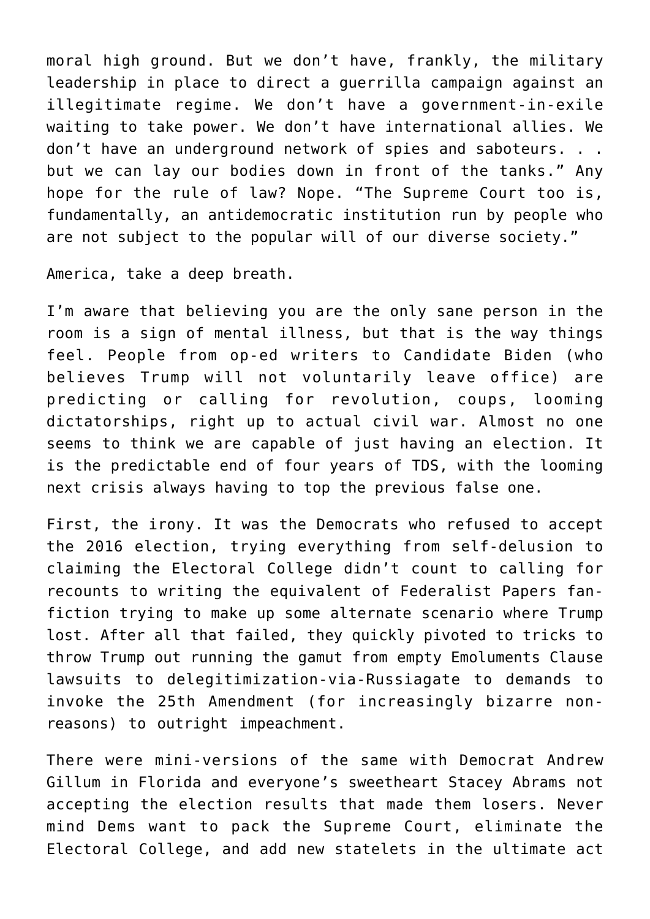moral high ground. But we don't have, frankly, the military leadership in place to direct a guerrilla campaign against an illegitimate regime. We don't have a government-in-exile waiting to take power. We don't have international allies. We don't have an underground network of spies and saboteurs. . . but we can lay our bodies down in front of the tanks." Any hope for the rule of law? Nope. "The Supreme Court too is, fundamentally, an antidemocratic institution run by people who are not subject to the popular will of our diverse society."

America, take a deep breath.

I'm aware that believing you are the only sane person in the room is a sign of mental illness, but that is the way things feel. People from op-ed writers to Candidate Biden (who believes Trump will not voluntarily leave office) are predicting or calling for revolution, coups, looming dictatorships, right up to actual civil war. Almost no one seems to think we are capable of just having an election. It is the predictable end of four years of TDS, with the looming next crisis always having to top the previous false one.

First, the irony. It was the Democrats who refused to accept the 2016 election, trying everything from self-delusion to claiming the Electoral College didn't count to calling for recounts to writing the equivalent of Federalist Papers fan-fiction trying to make up some alternate scenario where Trump lost. After all that failed, they quickly pivoted to tricks to throw Trump out running the gamut from empty Emoluments Clause lawsuits to delegitimization-via-Russiagate to demands to invoke the 25th Amendment (for increasingly bizarre non-reasons) to outright impeachment.

There were mini-versions of the same with Democrat Andrew Gillum in Florida and everyone's sweetheart Stacey Abrams not accepting the election results that made them losers. Never mind Dems want to pack the Supreme Court, eliminate the Electoral College, and add new statelets in the ultimate act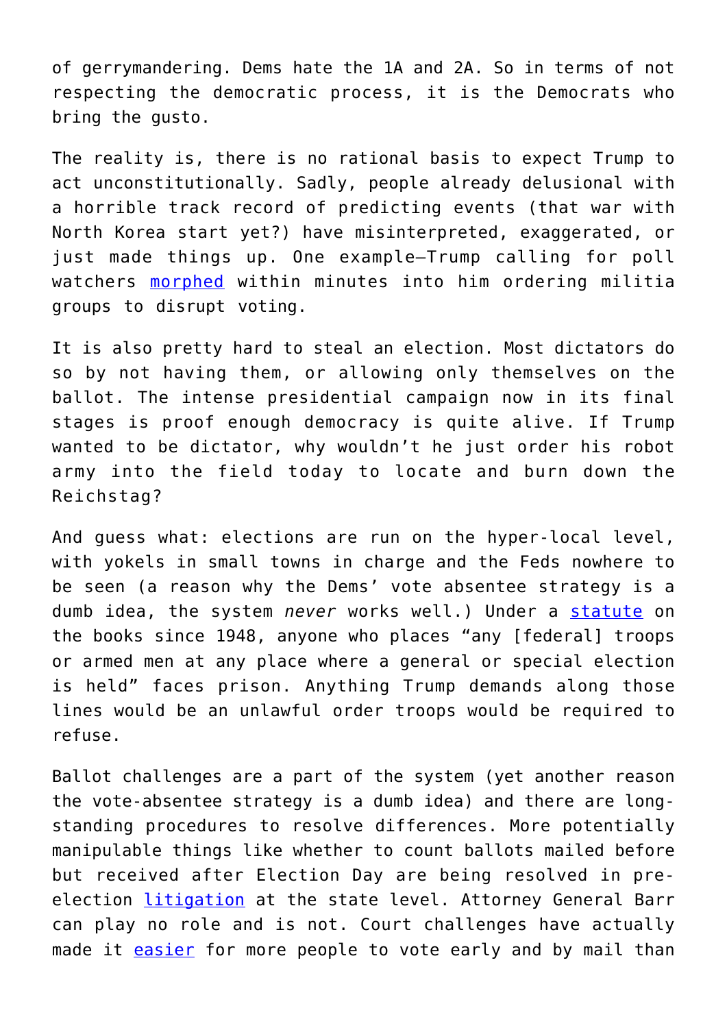of gerrymandering. Dems hate the 1A and 2A. So in terms of not respecting the democratic process, it is the Democrats who bring the gusto.

The reality is, there is no rational basis to expect Trump to act unconstitutionally. Sadly, people already delusional with a horrible track record of predicting events (that war with North Korea start yet?) have misinterpreted, exaggerated, or just made things up. One example—Trump calling for poll watchers morphed within minutes into him ordering militia groups to disrupt voting.

It is also pretty hard to steal an election. Most dictators do so by not having them, or allowing only themselves on the ballot. The intense presidential campaign now in its final stages is proof enough democracy is quite alive. If Trump wanted to be dictator, why wouldn't he just order his robot army into the field today to locate and burn down the Reichstag?

And guess what: elections are run on the hyper-local level, with yokels in small towns in charge and the Feds nowhere to be seen (a reason why the Dems' vote absentee strategy is a dumb idea, the system *never* works well.) Under a statute on the books since 1948, anyone who places "any [federal] troops or armed men at any place where a general or special election is held" faces prison. Anything Trump demands along those lines would be an unlawful order troops would be required to refuse.

Ballot challenges are a part of the system (yet another reason the vote-absentee strategy is a dumb idea) and there are long-standing procedures to resolve differences. More potentially manipulable things like whether to count ballots mailed before but received after Election Day are being resolved in pre-election litigation at the state level. Attorney General Barr can play no role and is not. Court challenges have actually made it easier for more people to vote early and by mail than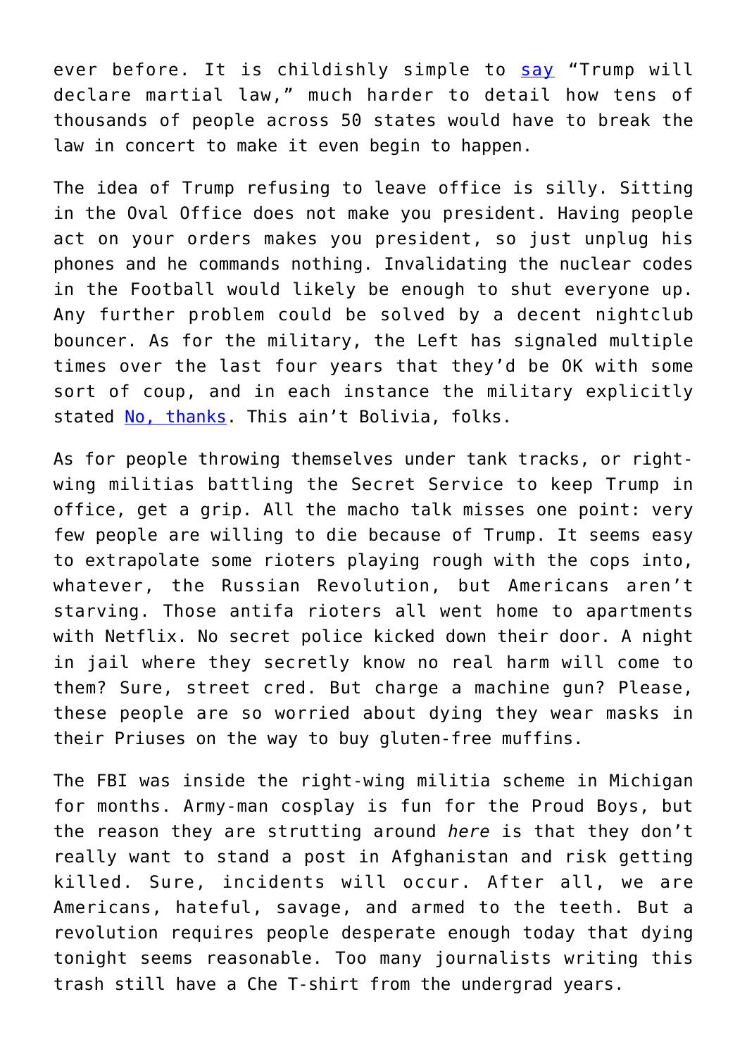ever before. It is childishly simple to say "Trump will declare martial law," much harder to detail how tens of thousands of people across 50 states would have to break the law in concert to make it even begin to happen.

The idea of Trump refusing to leave office is silly. Sitting in the Oval Office does not make you president. Having people act on your orders makes you president, so just unplug his phones and he commands nothing. Invalidating the nuclear codes in the Football would likely be enough to shut everyone up. Any further problem could be solved by a decent nightclub bouncer. As for the military, the Left has signaled multiple times over the last four years that they'd be OK with some sort of coup, and in each instance the military explicitly stated No, thanks. This ain't Bolivia, folks.

As for people throwing themselves under tank tracks, or right-wing militias battling the Secret Service to keep Trump in office, get a grip. All the macho talk misses one point: very few people are willing to die because of Trump. It seems easy to extrapolate some rioters playing rough with the cops into, whatever, the Russian Revolution, but Americans aren't starving. Those antifa rioters all went home to apartments with Netflix. No secret police kicked down their door. A night in jail where they secretly know no real harm will come to them? Sure, street cred. But charge a machine gun? Please, these people are so worried about dying they wear masks in their Priuses on the way to buy gluten-free muffins.

The FBI was inside the right-wing militia scheme in Michigan for months. Army-man cosplay is fun for the Proud Boys, but the reason they are strutting around *here* is that they don't really want to stand a post in Afghanistan and risk getting killed. Sure, incidents will occur. After all, we are Americans, hateful, savage, and armed to the teeth. But a revolution requires people desperate enough today that dying tonight seems reasonable. Too many journalists writing this trash still have a Che T-shirt from the undergrad years.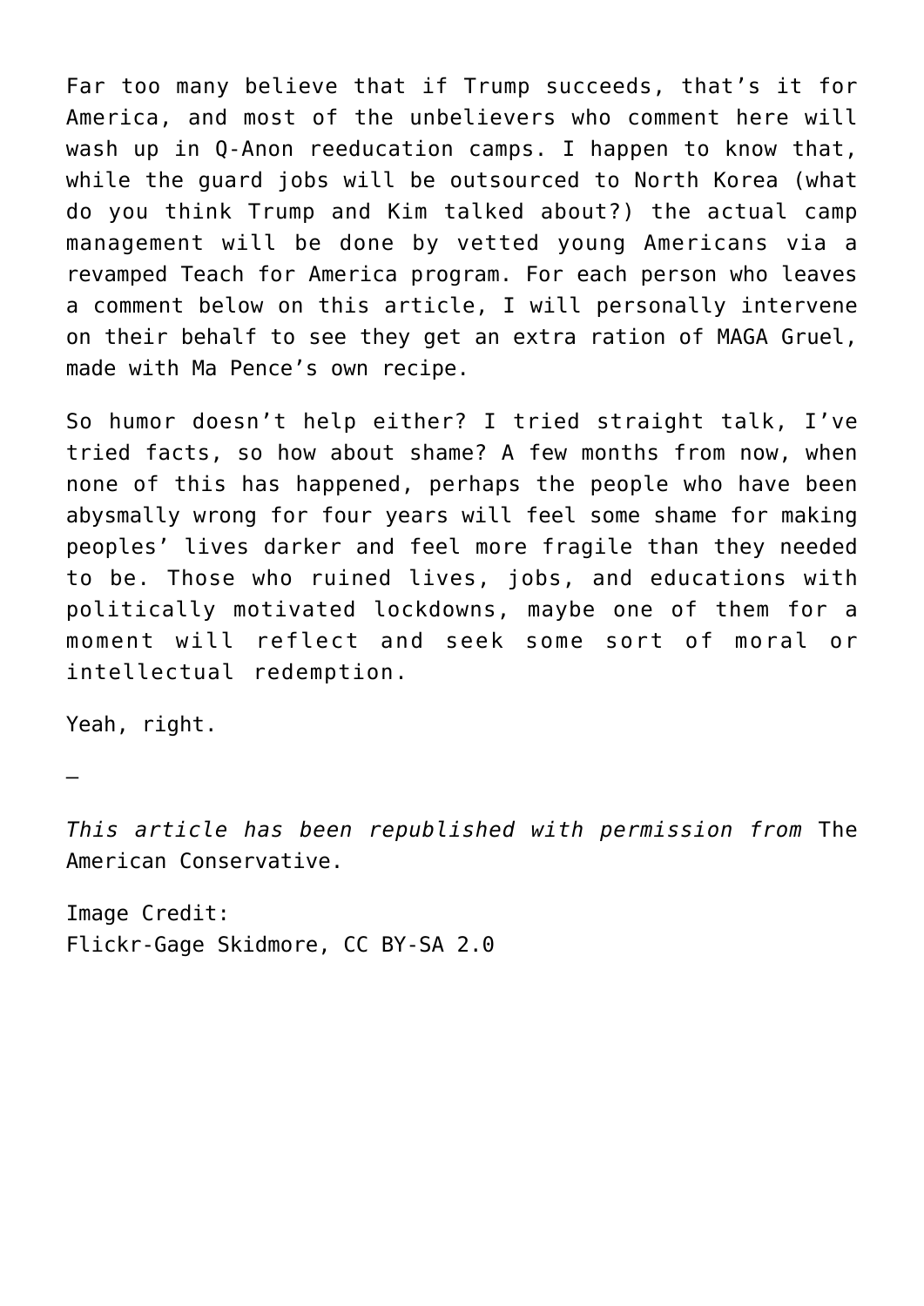Far too many believe that if Trump succeeds, that's it for America, and most of the unbelievers who comment here will wash up in Q-Anon reeducation camps. I happen to know that, while the guard jobs will be outsourced to North Korea (what do you think Trump and Kim talked about?) the actual camp management will be done by vetted young Americans via a revamped Teach for America program. For each person who leaves a comment below on this article, I will personally intervene on their behalf to see they get an extra ration of MAGA Gruel, made with Ma Pence's own recipe.

So humor doesn't help either? I tried straight talk, I've tried facts, so how about shame? A few months from now, when none of this has happened, perhaps the people who have been abysmally wrong for four years will feel some shame for making peoples' lives darker and feel more fragile than they needed to be. Those who ruined lives, jobs, and educations with politically motivated lockdowns, maybe one of them for a moment will reflect and seek some sort of moral or intellectual redemption.

Yeah, right.

—

*This article has been republished with permission from* The American Conservative.

Image Credit:
Flickr-Gage Skidmore, CC BY-SA 2.0